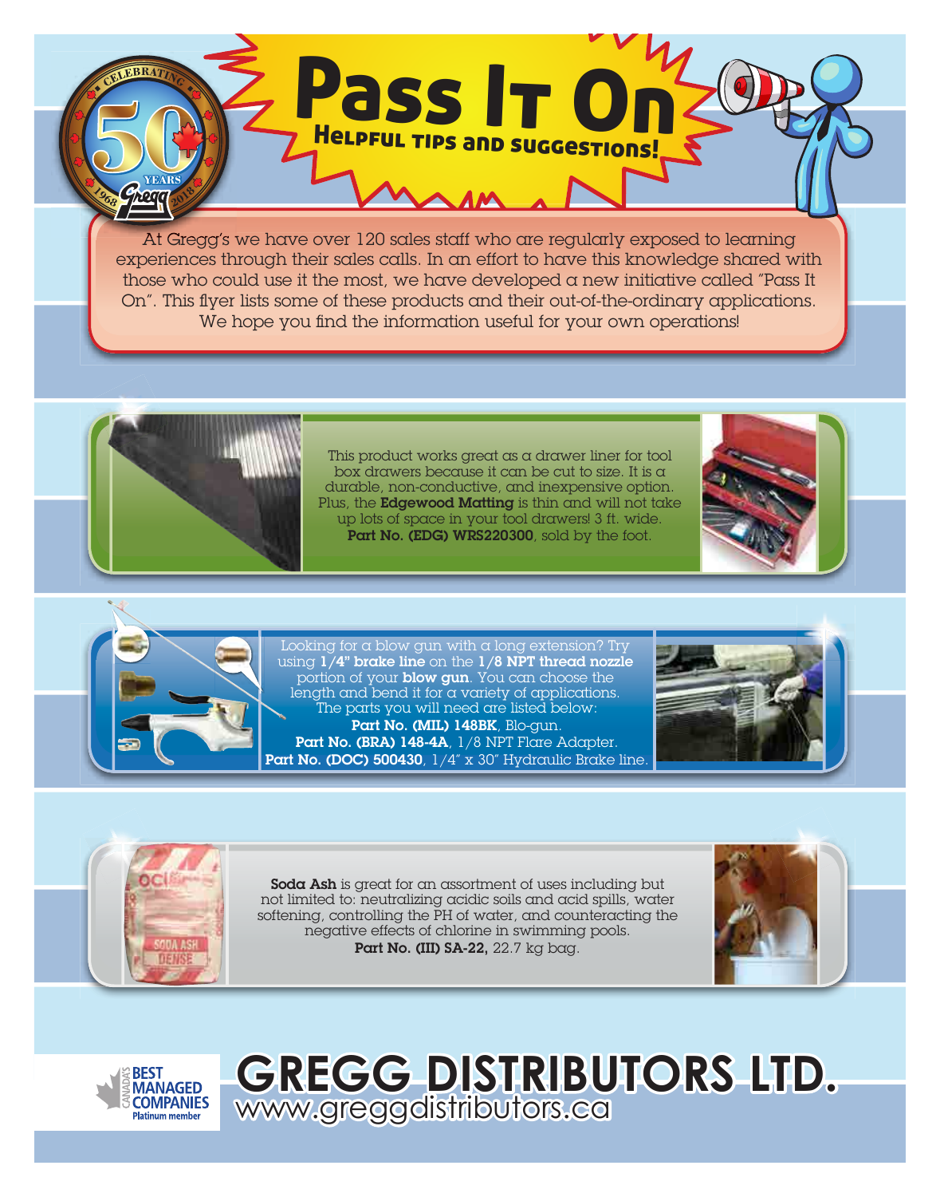# Pass It On

## Helpful tips and suggestions!

At Gregg's we have over 120 sales staff who are regularly exposed to learning experiences through their sales calls. In an effort to have this knowledge shared with those who could use it the most, we have developed a new initiative called "Pass It On". This flyer lists some of these products and their out-of-the-ordinary applications. We hope you find the information useful for your own operations!

This product works great as a drawer liner for tool box drawers because it can be cut to size. It is a durable, non-conductive, and inexpensive option. Plus, the **Edgewood Matting** is thin and will not take up lots of space in your tool drawers! 3 ft. wide. **Part No. (EDG) WRS220300**, sold by the foot.

Looking for a blow gun with a long extension? Try using **1/4" brake line** on the **1/8 NPT thread nozzle** portion of your **blow gun**. You can choose the length and bend it for a variety of applications. The parts you will need are listed below:

**Part No. (MIL) 148BK**, Blo-gun.
**Part No. (BRA) 148-4A**, 1/8 NPT Flare Adapter.
**Part No. (DOC) 500430**, 1/4" x 30" Hydraulic Brake line.

**Soda Ash** is great for an assortment of uses including but not limited to: neutralizing acidic soils and acid spills, water softening, controlling the PH of water, and counteracting the negative effects of chlorine in swimming pools.
**Part No. (III) SA-22,** 22.7 kg bag.

# GREGG DISTRIBUTORS LTD.

www.greggdistributors.ca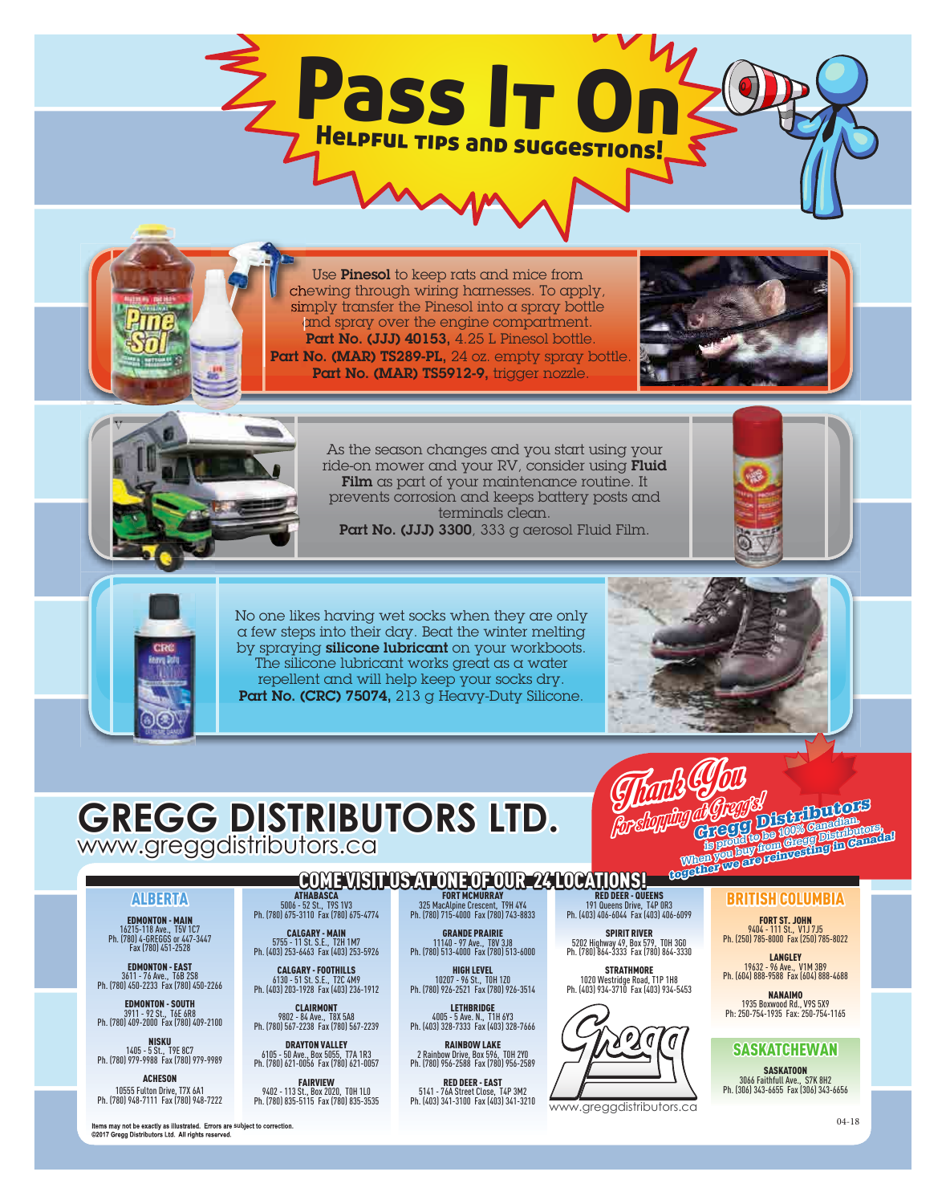# Pass It On

## Helpful tips and suggestions!

Use **Pinesol** to keep rats and mice from chewing through wiring harnesses. To apply, simply transfer the Pinesol into a spray bottle and spray over the engine compartment.
**Part No. (JJJ) 40153,** 4.25 L Pinesol bottle.
**Part No. (MAR) TS289-PL,** 24 oz. empty spray bottle.
**Part No. (MAR) TS5912-9,** trigger nozzle.

As the season changes and you start using your ride-on mower and your RV, consider using **Fluid Film** as part of your maintenance routine. It prevents corrosion and keeps battery posts and terminals clean.
**Part No. (JJJ) 3300**, 333 g aerosol Fluid Film.

No one likes having wet socks when they are only a few steps into their day. Beat the winter melting by spraying **silicone lubricant** on your workboots. The silicone lubricant works great as a water repellent and will help keep your socks dry.
**Part No. (CRC) 75074,** 213 g Heavy-Duty Silicone.

# GREGG DISTRIBUTORS LTD.

www.greggdistributors.ca

*Thank You for shopping at Gregg's!*
**Gregg Distributors** is proud to be 100% Canadian. When you buy from Gregg Distributors, together we are reinvesting in Canada!

## COME VISIT US AT ONE OF OUR 24 LOCATIONS!

### ALBERTA

**EDMONTON - MAIN**
16215-118 Ave., T5V 1C7
Ph. (780) 4-GREGGS or 447-3447
Fax (780) 451-2528

**EDMONTON - EAST**
3611 - 76 Ave., T6B 2S8
Ph. (780) 450-2233 Fax (780) 450-2266

**EDMONTON - SOUTH**
3911 - 92 St., T6E 6R8
Ph. (780) 409-2000 Fax (780) 409-2100

**NISKU**
1405 - 5 St., T9E 8C7
Ph. (780) 979-9988 Fax (780) 979-9989

**ACHESON**
10555 Fulton Drive, T7X 6A1
Ph. (780) 948-7111 Fax (780) 948-7222

**ATHABASCA**
5006 - 52 St., T9S 1V3
Ph. (780) 675-3110 Fax (780) 675-4774

**CALGARY - MAIN**
5755 - 11 St. S.E., T2H 1M7
Ph. (403) 253-6463 Fax (403) 253-5926

**CALGARY - FOOTHILLS**
6130 - 51 St. S.E., T2C 4M9
Ph. (403) 203-1928 Fax (403) 236-1912

**CLAIRMONT**
9802 - 84 Ave., T8X 5A8
Ph. (780) 567-2238 Fax (780) 567-2239

**DRAYTON VALLEY**
6105 - 50 Ave., Box 5055, T7A 1R3
Ph. (780) 621-0056 Fax (780) 621-0057

**FAIRVIEW**
9402 - 113 St., Box 2020, T0H 1L0
Ph. (780) 835-5115 Fax (780) 835-3535

**FORT MCMURRAY**
325 MacAlpine Crescent, T9H 4Y4
Ph. (780) 715-4000 Fax (780) 743-8833

**GRANDE PRAIRIE**
11140 - 97 Ave., T8V 3J8
Ph. (780) 513-4000 Fax (780) 513-6000

**HIGH LEVEL**
10207 - 96 St., T0H 1Z0
Ph. (780) 926-2521 Fax (780) 926-3514

**LETHBRIDGE**
4005 - 5 Ave. N., T1H 6Y3
Ph. (403) 328-7333 Fax (403) 328-7666

**RAINBOW LAKE**
2 Rainbow Drive, Box 596, T0H 2Y0
Ph. (780) 956-2588 Fax (780) 956-2589

**RED DEER - EAST**
5141 - 76A Street Close, T4P 3M2
Ph. (403) 341-3100 Fax (403) 341-3210

**RED DEER - QUEENS**
191 Queens Drive, T4P 0R3
Ph. (403) 406-6044 Fax (403) 406-6099

**SPIRIT RIVER**
5202 Highway 49, Box 579, T0H 3G0
Ph. (780) 864-3333 Fax (780) 864-3330

**STRATHMORE**
1020 Westridge Road, T1P 1H8
Ph. (403) 934-3710 Fax (403) 934-5453

www.greggdistributors.ca

### BRITISH COLUMBIA

**FORT ST. JOHN**
9404 - 111 St., V1J 7J5
Ph. (250) 785-8000 Fax (250) 785-8022

**LANGLEY**
19632 - 96 Ave., V1M 3B9
Ph. (604) 888-9588 Fax (604) 888-4688

**NANAIMO**
1935 Boxwood Rd., V9S 5X9
Ph: 250-754-1935 Fax: 250-754-1165

### SASKATCHEWAN

**SASKATOON**
3066 Faithfull Ave., S7K 8H2
Ph. (306) 343-6655 Fax (306) 343-6656

Items may not be exactly as illustrated. Errors are subject to correction.
©2017 Gregg Distributors Ltd. All rights reserved.

04-18